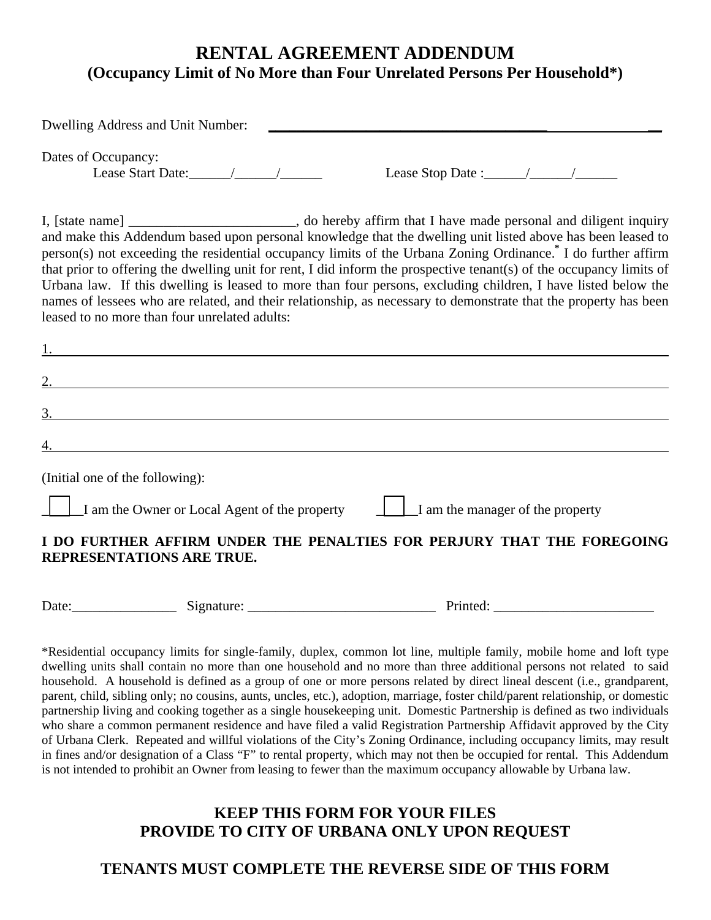# RENTAL AGREEMENT ADDENDUM

## (Occupancy Limit of No More than Four Unrelated Persons Per Household*)

Dwelling Address and Unit Number: ________________________________________________________

Dates of Occupancy:
Lease Start Date:______/______/______ Lease Stop Date :______/______/______

I, [state name] ________________________, do hereby affirm that I have made personal and diligent inquiry and make this Addendum based upon personal knowledge that the dwelling unit listed above has been leased to person(s) not exceeding the residential occupancy limits of the Urbana Zoning Ordinance.* I do further affirm that prior to offering the dwelling unit for rent, I did inform the prospective tenant(s) of the occupancy limits of Urbana law. If this dwelling is leased to more than four persons, excluding children, I have listed below the names of lessees who are related, and their relationship, as necessary to demonstrate that the property has been leased to no more than four unrelated adults:

1. ________________________________________________________________

2. ________________________________________________________________

3. ________________________________________________________________

4. ________________________________________________________________

(Initial one of the following):

☐ I am the Owner or Local Agent of the property ☐ I am the manager of the property

**I DO FURTHER AFFIRM UNDER THE PENALTIES FOR PERJURY THAT THE FOREGOING REPRESENTATIONS ARE TRUE.**

Date:_______________ Signature: ___________________________ Printed: _______________________

*Residential occupancy limits for single-family, duplex, common lot line, multiple family, mobile home and loft type dwelling units shall contain no more than one household and no more than three additional persons not related to said household. A household is defined as a group of one or more persons related by direct lineal descent (i.e., grandparent, parent, child, sibling only; no cousins, aunts, uncles, etc.), adoption, marriage, foster child/parent relationship, or domestic partnership living and cooking together as a single housekeeping unit. Domestic Partnership is defined as two individuals who share a common permanent residence and have filed a valid Registration Partnership Affidavit approved by the City of Urbana Clerk. Repeated and willful violations of the City's Zoning Ordinance, including occupancy limits, may result in fines and/or designation of a Class "F" to rental property, which may not then be occupied for rental. This Addendum is not intended to prohibit an Owner from leasing to fewer than the maximum occupancy allowable by Urbana law.

**KEEP THIS FORM FOR YOUR FILES**
**PROVIDE TO CITY OF URBANA ONLY UPON REQUEST**

**TENANTS MUST COMPLETE THE REVERSE SIDE OF THIS FORM**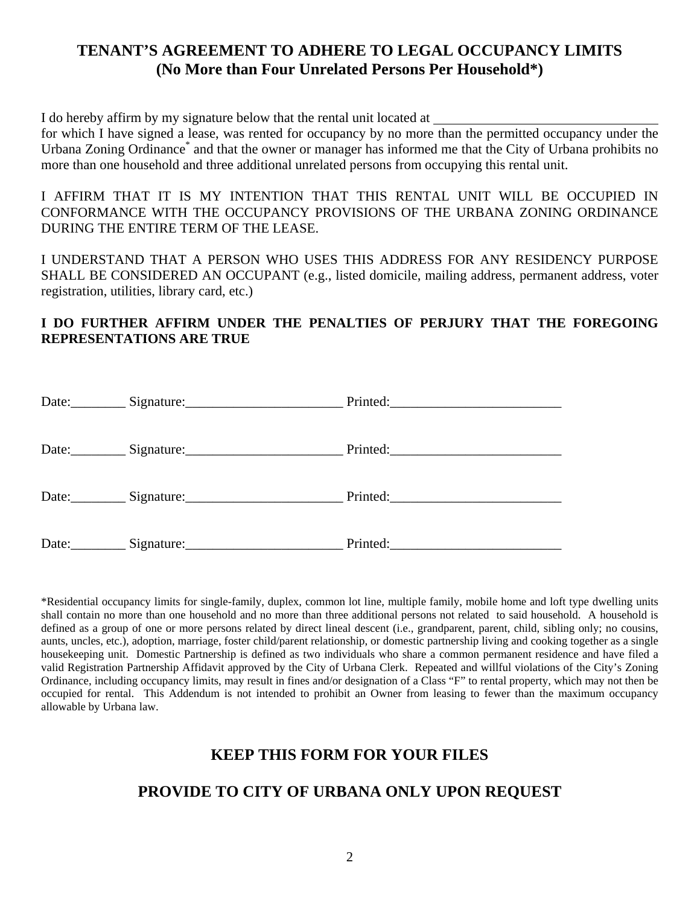## TENANT'S AGREEMENT TO ADHERE TO LEGAL OCCUPANCY LIMITS
## (No More than Four Unrelated Persons Per Household*)

I do hereby affirm by my signature below that the rental unit located at ________________________________ for which I have signed a lease, was rented for occupancy by no more than the permitted occupancy under the Urbana Zoning Ordinance* and that the owner or manager has informed me that the City of Urbana prohibits no more than one household and three additional unrelated persons from occupying this rental unit.

I AFFIRM THAT IT IS MY INTENTION THAT THIS RENTAL UNIT WILL BE OCCUPIED IN CONFORMANCE WITH THE OCCUPANCY PROVISIONS OF THE URBANA ZONING ORDINANCE DURING THE ENTIRE TERM OF THE LEASE.

I UNDERSTAND THAT A PERSON WHO USES THIS ADDRESS FOR ANY RESIDENCY PURPOSE SHALL BE CONSIDERED AN OCCUPANT (e.g., listed domicile, mailing address, permanent address, voter registration, utilities, library card, etc.)

**I DO FURTHER AFFIRM UNDER THE PENALTIES OF PERJURY THAT THE FOREGOING REPRESENTATIONS ARE TRUE**

Date:________ Signature:_______________________ Printed:_________________________

Date:________ Signature:_______________________ Printed:_________________________

Date:________ Signature:_______________________ Printed:_________________________

Date:________ Signature:_______________________ Printed:_________________________

*Residential occupancy limits for single-family, duplex, common lot line, multiple family, mobile home and loft type dwelling units shall contain no more than one household and no more than three additional persons not related to said household. A household is defined as a group of one or more persons related by direct lineal descent (i.e., grandparent, parent, child, sibling only; no cousins, aunts, uncles, etc.), adoption, marriage, foster child/parent relationship, or domestic partnership living and cooking together as a single housekeeping unit. Domestic Partnership is defined as two individuals who share a common permanent residence and have filed a valid Registration Partnership Affidavit approved by the City of Urbana Clerk. Repeated and willful violations of the City's Zoning Ordinance, including occupancy limits, may result in fines and/or designation of a Class "F" to rental property, which may not then be occupied for rental. This Addendum is not intended to prohibit an Owner from leasing to fewer than the maximum occupancy allowable by Urbana law.

## KEEP THIS FORM FOR YOUR FILES

## PROVIDE TO CITY OF URBANA ONLY UPON REQUEST